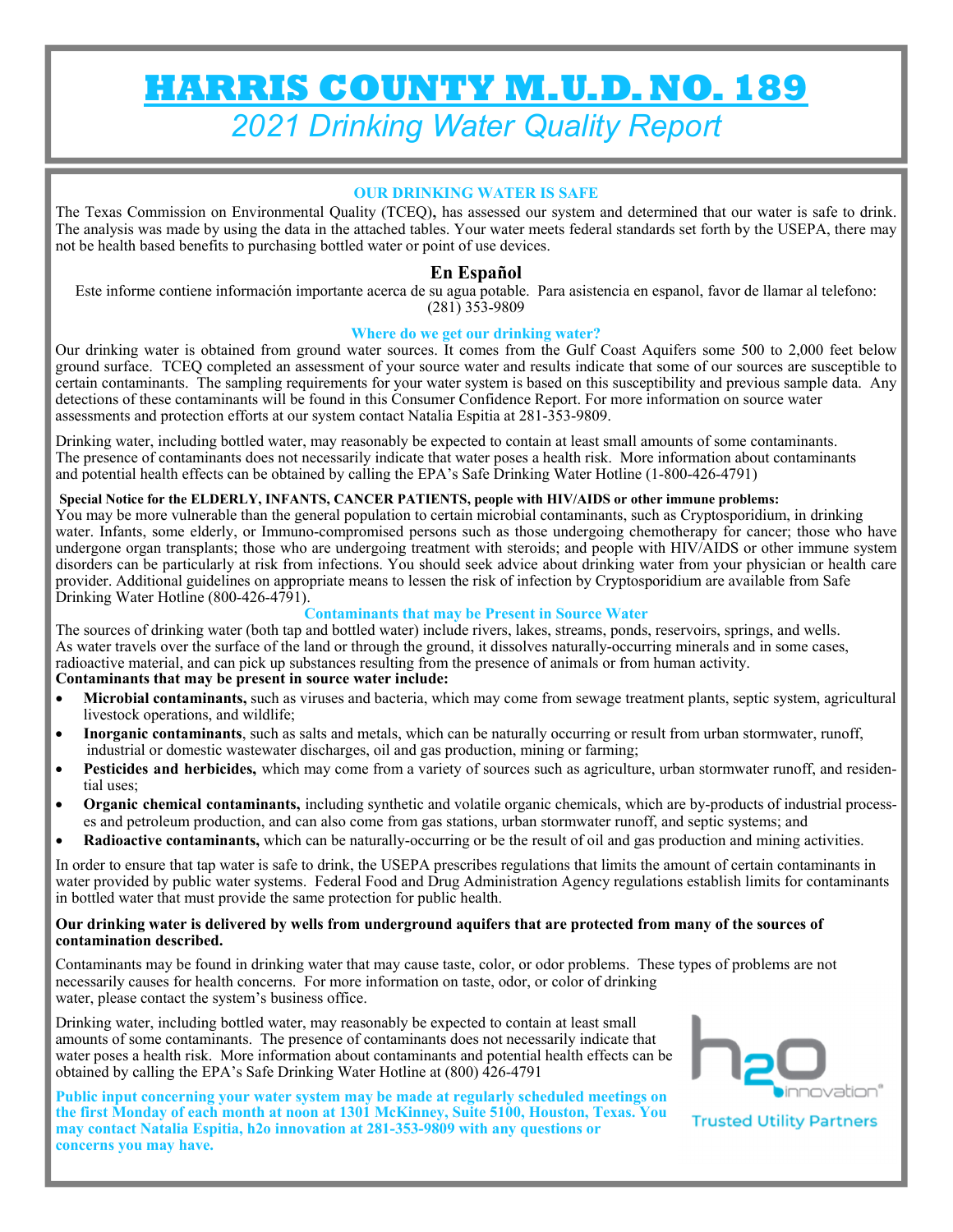# HARRIS COUNTY M.U.D. NO. 189

## *2021 Drinking Water Quality Report*

### OUR DRINKING WATER IS SAFE

The Texas Commission on Environmental Quality (TCEQ), has assessed our system and determined that our water is safe to drink. The analysis was made by using the data in the attached tables. Your water meets federal standards set forth by the USEPA, there may not be health based benefits to purchasing bottled water or point of use devices.

### En Español

Este informe contiene información importante acerca de su agua potable. Para asistencia en espanol, favor de llamar al telefono: (281) 353-9809

### Where do we get our drinking water?

Our drinking water is obtained from ground water sources. It comes from the Gulf Coast Aquifers some 500 to 2,000 feet below ground surface. TCEQ completed an assessment of your source water and results indicate that some of our sources are susceptible to certain contaminants. The sampling requirements for your water system is based on this susceptibility and previous sample data. Any detections of these contaminants will be found in this Consumer Confidence Report. For more information on source water assessments and protection efforts at our system contact Natalia Espitia at 281-353-9809.

Drinking water, including bottled water, may reasonably be expected to contain at least small amounts of some contaminants. The presence of contaminants does not necessarily indicate that water poses a health risk. More information about contaminants and potential health effects can be obtained by calling the EPA's Safe Drinking Water Hotline (1-800-426-4791)

**Special Notice for the ELDERLY, INFANTS, CANCER PATIENTS, people with HIV/AIDS or other immune problems:**
You may be more vulnerable than the general population to certain microbial contaminants, such as Cryptosporidium, in drinking water. Infants, some elderly, or Immuno-compromised persons such as those undergoing chemotherapy for cancer; those who have undergone organ transplants; those who are undergoing treatment with steroids; and people with HIV/AIDS or other immune system disorders can be particularly at risk from infections. You should seek advice about drinking water from your physician or health care provider. Additional guidelines on appropriate means to lessen the risk of infection by Cryptosporidium are available from Safe Drinking Water Hotline (800-426-4791).

### Contaminants that may be Present in Source Water

The sources of drinking water (both tap and bottled water) include rivers, lakes, streams, ponds, reservoirs, springs, and wells. As water travels over the surface of the land or through the ground, it dissolves naturally-occurring minerals and in some cases, radioactive material, and can pick up substances resulting from the presence of animals or from human activity.

**Contaminants that may be present in source water include:**

- **Microbial contaminants,** such as viruses and bacteria, which may come from sewage treatment plants, septic system, agricultural livestock operations, and wildlife;
- **Inorganic contaminants**, such as salts and metals, which can be naturally occurring or result from urban stormwater, runoff, industrial or domestic wastewater discharges, oil and gas production, mining or farming;
- **Pesticides and herbicides,** which may come from a variety of sources such as agriculture, urban stormwater runoff, and residential uses;
- **Organic chemical contaminants,** including synthetic and volatile organic chemicals, which are by-products of industrial processes and petroleum production, and can also come from gas stations, urban stormwater runoff, and septic systems; and
- **Radioactive contaminants,** which can be naturally-occurring or be the result of oil and gas production and mining activities.

In order to ensure that tap water is safe to drink, the USEPA prescribes regulations that limits the amount of certain contaminants in water provided by public water systems. Federal Food and Drug Administration Agency regulations establish limits for contaminants in bottled water that must provide the same protection for public health.

**Our drinking water is delivered by wells from underground aquifers that are protected from many of the sources of contamination described.**

Contaminants may be found in drinking water that may cause taste, color, or odor problems. These types of problems are not necessarily causes for health concerns. For more information on taste, odor, or color of drinking water, please contact the system's business office.

Drinking water, including bottled water, may reasonably be expected to contain at least small amounts of some contaminants. The presence of contaminants does not necessarily indicate that water poses a health risk. More information about contaminants and potential health effects can be obtained by calling the EPA's Safe Drinking Water Hotline at (800) 426-4791

**Public input concerning your water system may be made at regularly scheduled meetings on the first Monday of each month at noon at 1301 McKinney, Suite 5100, Houston, Texas. You may contact Natalia Espitia, h2o innovation at 281-353-9809 with any questions or concerns you may have.**

h2o innovation® Trusted Utility Partners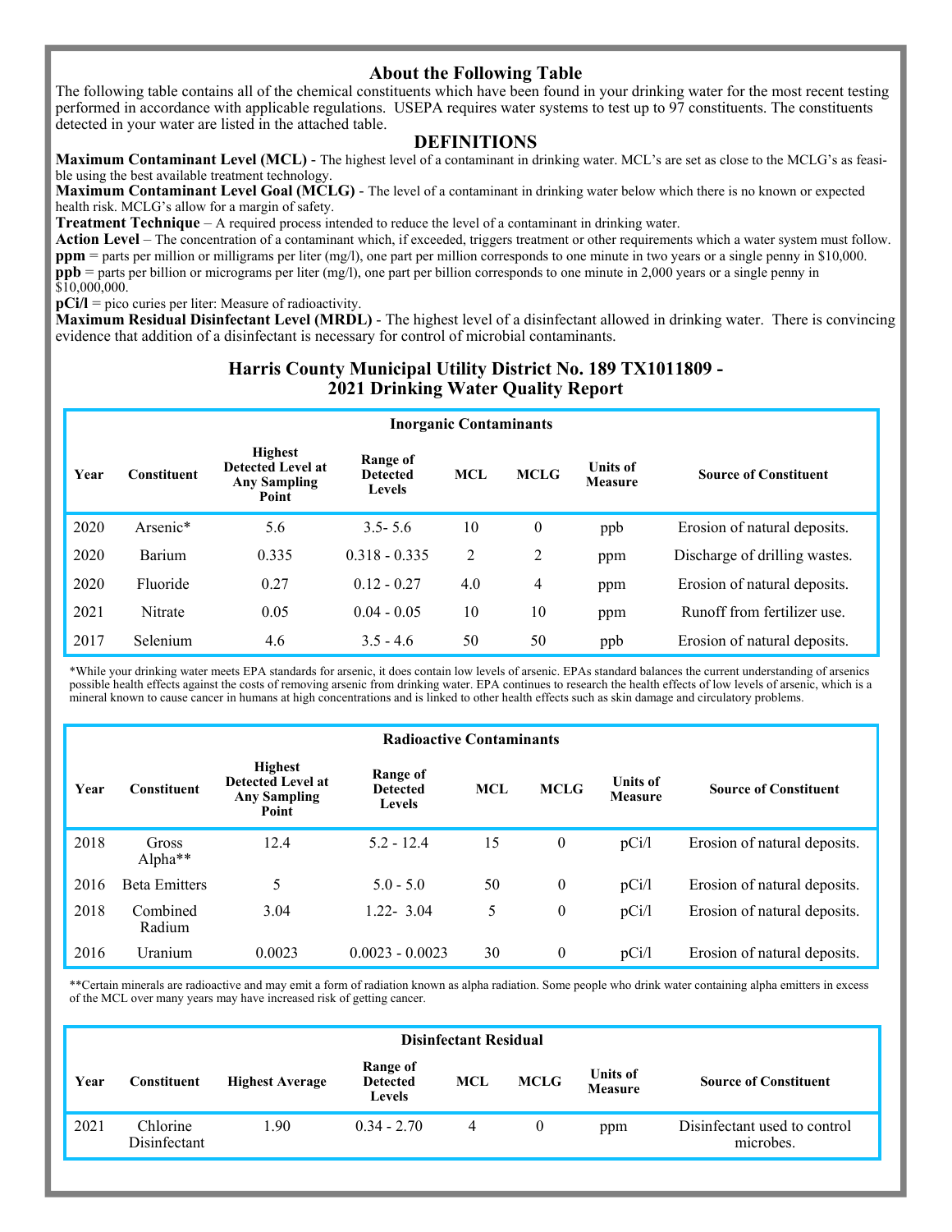## About the Following Table

The following table contains all of the chemical constituents which have been found in your drinking water for the most recent testing performed in accordance with applicable regulations. USEPA requires water systems to test up to 97 constituents. The constituents detected in your water are listed in the attached table.

## DEFINITIONS

**Maximum Contaminant Level (MCL)** - The highest level of a contaminant in drinking water. MCL's are set as close to the MCLG's as feasible using the best available treatment technology.
**Maximum Contaminant Level Goal (MCLG)** - The level of a contaminant in drinking water below which there is no known or expected health risk. MCLG's allow for a margin of safety.
**Treatment Technique** – A required process intended to reduce the level of a contaminant in drinking water.
**Action Level** – The concentration of a contaminant which, if exceeded, triggers treatment or other requirements which a water system must follow.
**ppm** = parts per million or milligrams per liter (mg/l), one part per million corresponds to one minute in two years or a single penny in $10,000.
**ppb** = parts per billion or micrograms per liter (mg/l), one part per billion corresponds to one minute in 2,000 years or a single penny in $10,000,000.
**pCi/l** = pico curies per liter: Measure of radioactivity.
**Maximum Residual Disinfectant Level (MRDL)** - The highest level of a disinfectant allowed in drinking water. There is convincing evidence that addition of a disinfectant is necessary for control of microbial contaminants.

## Harris County Municipal Utility District No. 189 TX1011809 - 2021 Drinking Water Quality Report

**Inorganic Contaminants**

| Year | Constituent | Highest Detected Level at Any Sampling Point | Range of Detected Levels | MCL | MCLG | Units of Measure | Source of Constituent |
|---|---|---|---|---|---|---|---|
| 2020 | Arsenic* | 5.6 | 3.5- 5.6 | 10 | 0 | ppb | Erosion of natural deposits. |
| 2020 | Barium | 0.335 | 0.318 - 0.335 | 2 | 2 | ppm | Discharge of drilling wastes. |
| 2020 | Fluoride | 0.27 | 0.12 - 0.27 | 4.0 | 4 | ppm | Erosion of natural deposits. |
| 2021 | Nitrate | 0.05 | 0.04 - 0.05 | 10 | 10 | ppm | Runoff from fertilizer use. |
| 2017 | Selenium | 4.6 | 3.5 - 4.6 | 50 | 50 | ppb | Erosion of natural deposits. |

*While your drinking water meets EPA standards for arsenic, it does contain low levels of arsenic. EPAs standard balances the current understanding of arsenics possible health effects against the costs of removing arsenic from drinking water. EPA continues to research the health effects of low levels of arsenic, which is a mineral known to cause cancer in humans at high concentrations and is linked to other health effects such as skin damage and circulatory problems.

**Radioactive Contaminants**

| Year | Constituent | Highest Detected Level at Any Sampling Point | Range of Detected Levels | MCL | MCLG | Units of Measure | Source of Constituent |
|---|---|---|---|---|---|---|---|
| 2018 | Gross Alpha** | 12.4 | 5.2 - 12.4 | 15 | 0 | pCi/l | Erosion of natural deposits. |
| 2016 | Beta Emitters | 5 | 5.0 - 5.0 | 50 | 0 | pCi/l | Erosion of natural deposits. |
| 2018 | Combined Radium | 3.04 | 1.22- 3.04 | 5 | 0 | pCi/l | Erosion of natural deposits. |
| 2016 | Uranium | 0.0023 | 0.0023 - 0.0023 | 30 | 0 | pCi/l | Erosion of natural deposits. |

**Certain minerals are radioactive and may emit a form of radiation known as alpha radiation. Some people who drink water containing alpha emitters in excess of the MCL over many years may have increased risk of getting cancer.

**Disinfectant Residual**

| Year | Constituent | Highest Average | Range of Detected Levels | MCL | MCLG | Units of Measure | Source of Constituent |
|---|---|---|---|---|---|---|---|
| 2021 | Chlorine Disinfectant | 1.90 | 0.34 - 2.70 | 4 | 0 | ppm | Disinfectant used to control microbes. |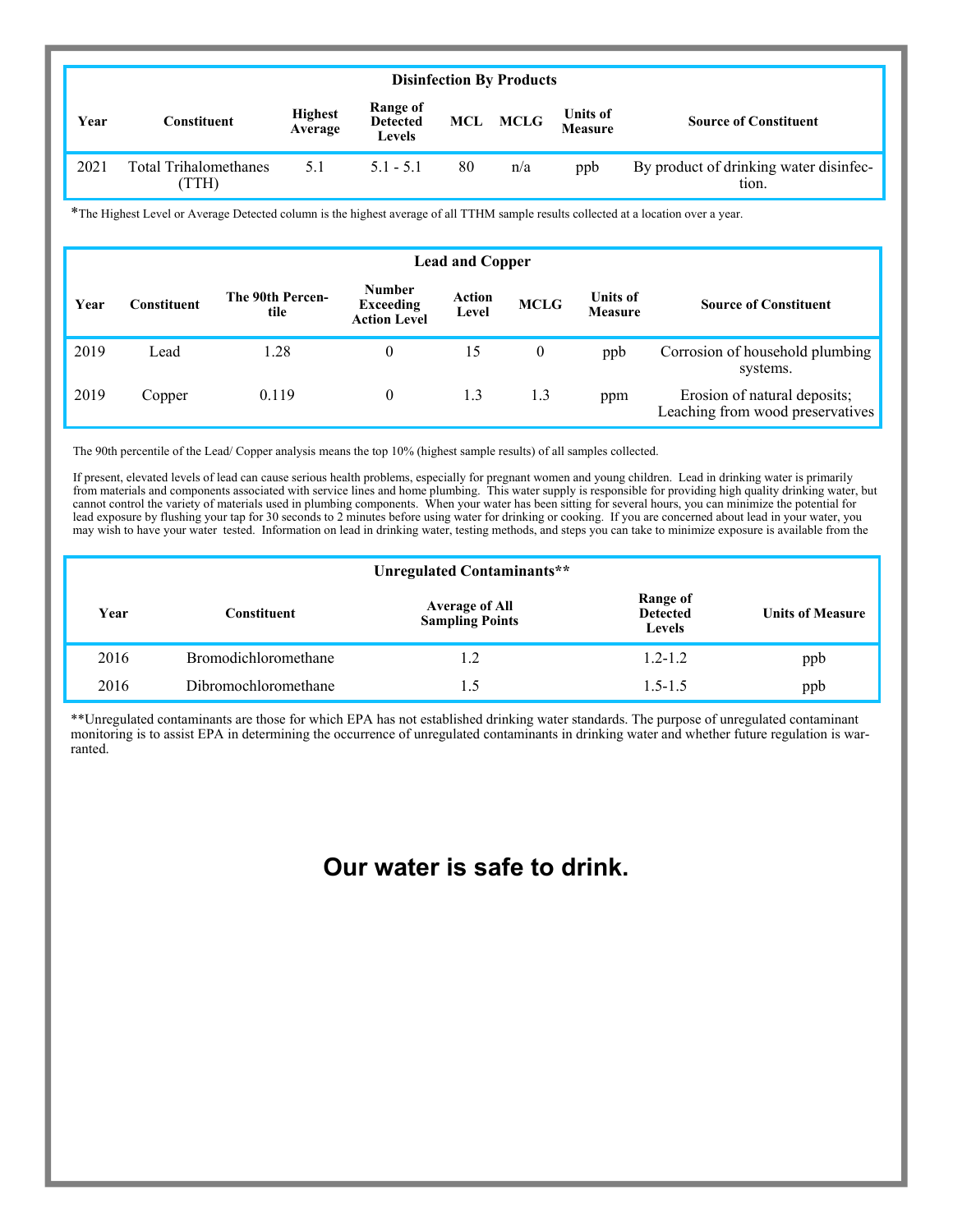| Disinfection By Products | | | | | | | |
|---|---|---|---|---|---|---|---|
| Year | Constituent | Highest Average | Range of Detected Levels | MCL | MCLG | Units of Measure | Source of Constituent |
| 2021 | Total Trihalomethanes (TTH) | 5.1 | 5.1 - 5.1 | 80 | n/a | ppb | By product of drinking water disinfection. |

*The Highest Level or Average Detected column is the highest average of all TTHM sample results collected at a location over a year.

| Lead and Copper | | | | | | | |
|---|---|---|---|---|---|---|---|
| Year | Constituent | The 90th Percentile | Number Exceeding Action Level | Action Level | MCLG | Units of Measure | Source of Constituent |
| 2019 | Lead | 1.28 | 0 | 15 | 0 | ppb | Corrosion of household plumbing systems. |
| 2019 | Copper | 0.119 | 0 | 1.3 | 1.3 | ppm | Erosion of natural deposits; Leaching from wood preservatives |

The 90th percentile of the Lead/ Copper analysis means the top 10% (highest sample results) of all samples collected.

If present, elevated levels of lead can cause serious health problems, especially for pregnant women and young children. Lead in drinking water is primarily from materials and components associated with service lines and home plumbing. This water supply is responsible for providing high quality drinking water, but cannot control the variety of materials used in plumbing components. When your water has been sitting for several hours, you can minimize the potential for lead exposure by flushing your tap for 30 seconds to 2 minutes before using water for drinking or cooking. If you are concerned about lead in your water, you may wish to have your water tested. Information on lead in drinking water, testing methods, and steps you can take to minimize exposure is available from the

| Unregulated Contaminants** | | | | |
|---|---|---|---|---|
| Year | Constituent | Average of All Sampling Points | Range of Detected Levels | Units of Measure |
| 2016 | Bromodichloromethane | 1.2 | 1.2-1.2 | ppb |
| 2016 | Dibromochloromethane | 1.5 | 1.5-1.5 | ppb |

**Unregulated contaminants are those for which EPA has not established drinking water standards. The purpose of unregulated contaminant monitoring is to assist EPA in determining the occurrence of unregulated contaminants in drinking water and whether future regulation is warranted.

## Our water is safe to drink.